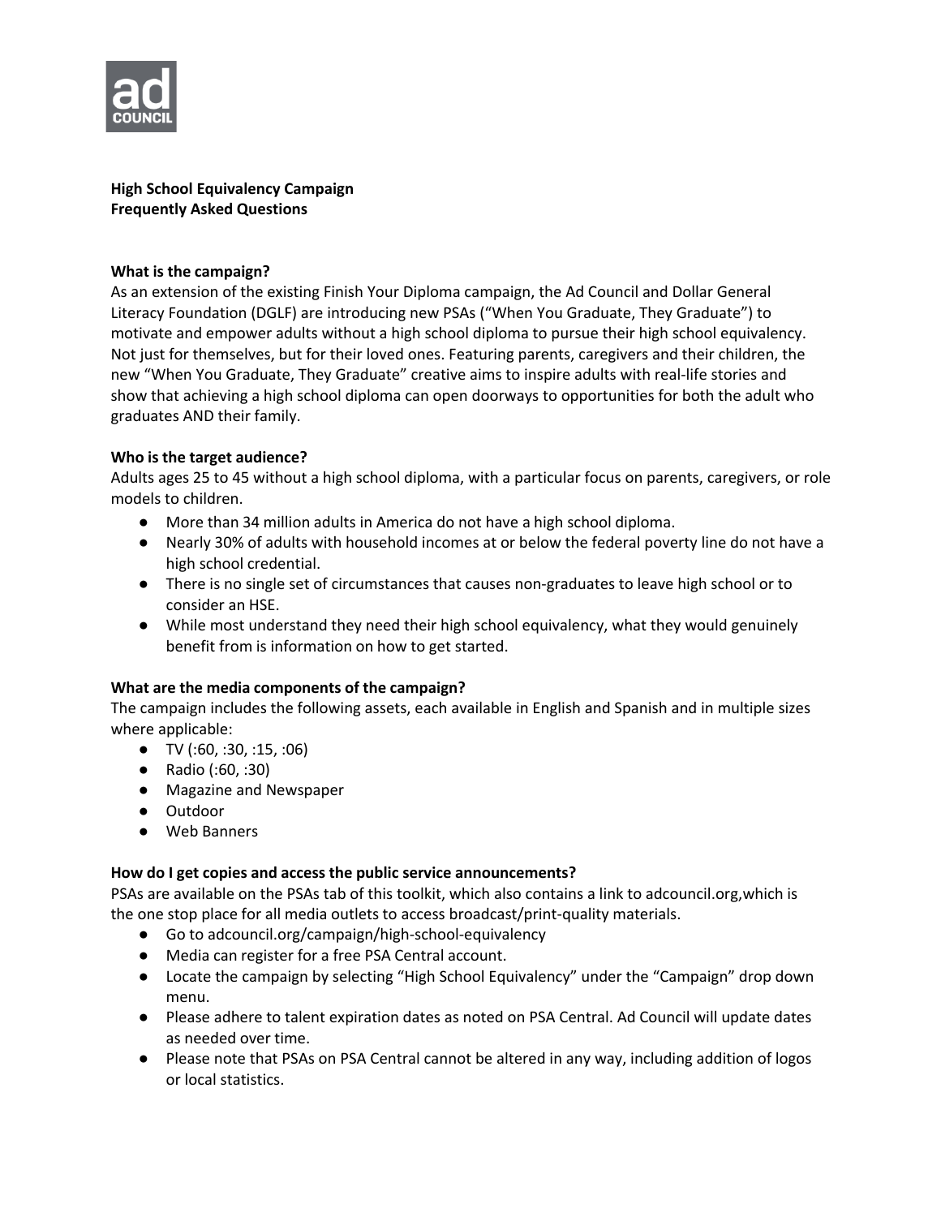**High School Equivalency Campaign**
**Frequently Asked Questions**

**What is the campaign?**

As an extension of the existing Finish Your Diploma campaign, the Ad Council and Dollar General Literacy Foundation (DGLF) are introducing new PSAs ("When You Graduate, They Graduate") to motivate and empower adults without a high school diploma to pursue their high school equivalency. Not just for themselves, but for their loved ones. Featuring parents, caregivers and their children, the new "When You Graduate, They Graduate" creative aims to inspire adults with real-life stories and show that achieving a high school diploma can open doorways to opportunities for both the adult who graduates AND their family.

**Who is the target audience?**

Adults ages 25 to 45 without a high school diploma, with a particular focus on parents, caregivers, or role models to children.

- More than 34 million adults in America do not have a high school diploma.
- Nearly 30% of adults with household incomes at or below the federal poverty line do not have a high school credential.
- There is no single set of circumstances that causes non-graduates to leave high school or to consider an HSE.
- While most understand they need their high school equivalency, what they would genuinely benefit from is information on how to get started.

**What are the media components of the campaign?**

The campaign includes the following assets, each available in English and Spanish and in multiple sizes where applicable:

- TV (:60, :30, :15, :06)
- Radio (:60, :30)
- Magazine and Newspaper
- Outdoor
- Web Banners

**How do I get copies and access the public service announcements?**

PSAs are available on the PSAs tab of this toolkit, which also contains a link to adcouncil.org,which is the one stop place for all media outlets to access broadcast/print-quality materials.

- Go to adcouncil.org/campaign/high-school-equivalency
- Media can register for a free PSA Central account.
- Locate the campaign by selecting "High School Equivalency" under the "Campaign" drop down menu.
- Please adhere to talent expiration dates as noted on PSA Central. Ad Council will update dates as needed over time.
- Please note that PSAs on PSA Central cannot be altered in any way, including addition of logos or local statistics.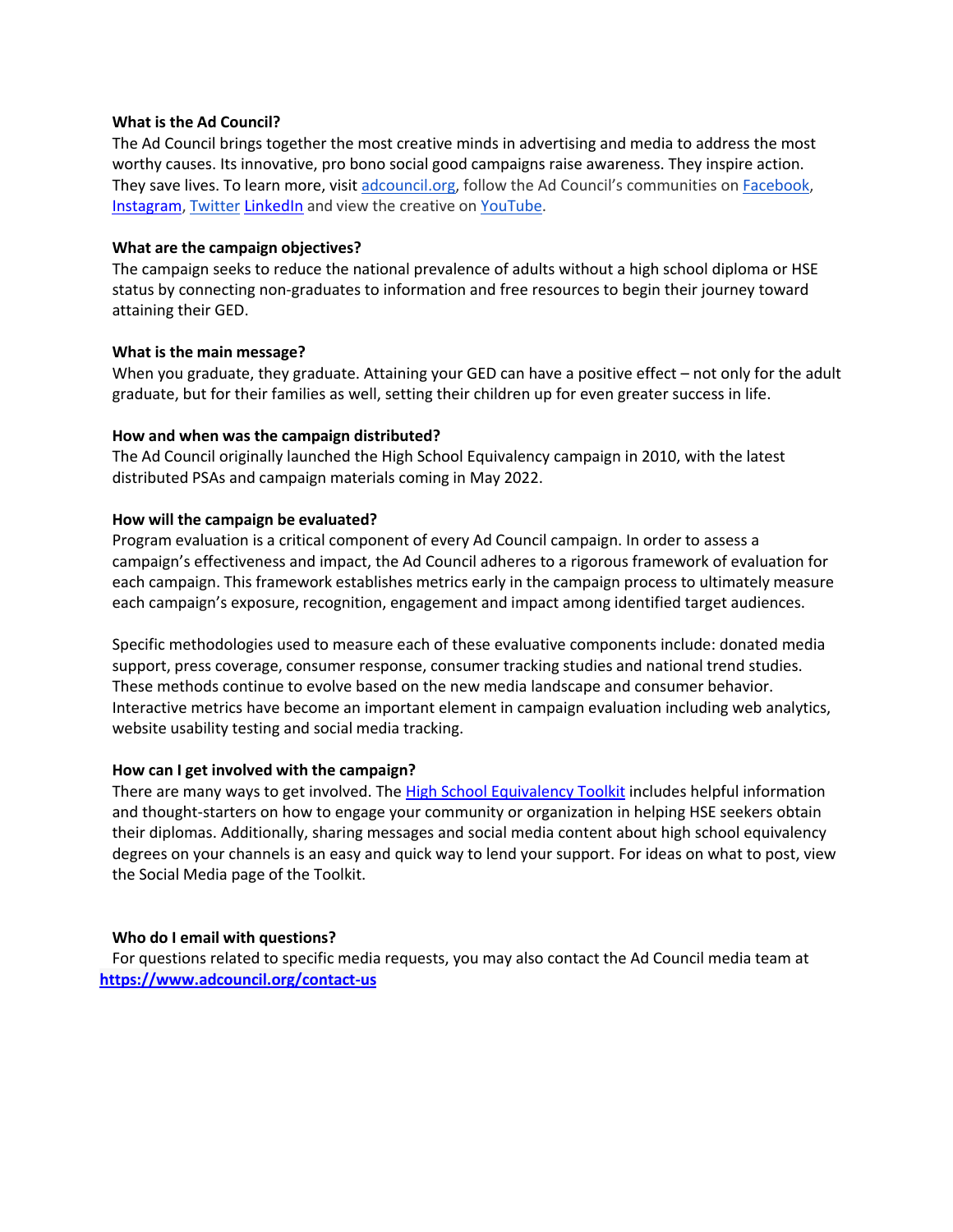**What is the Ad Council?**

The Ad Council brings together the most creative minds in advertising and media to address the most worthy causes. Its innovative, pro bono social good campaigns raise awareness. They inspire action. They save lives. To learn more, visit adcouncil.org, follow the Ad Council's communities on Facebook, Instagram, Twitter LinkedIn and view the creative on YouTube.

**What are the campaign objectives?**

The campaign seeks to reduce the national prevalence of adults without a high school diploma or HSE status by connecting non-graduates to information and free resources to begin their journey toward attaining their GED.

**What is the main message?**

When you graduate, they graduate. Attaining your GED can have a positive effect – not only for the adult graduate, but for their families as well, setting their children up for even greater success in life.

**How and when was the campaign distributed?**

The Ad Council originally launched the High School Equivalency campaign in 2010, with the latest distributed PSAs and campaign materials coming in May 2022.

**How will the campaign be evaluated?**

Program evaluation is a critical component of every Ad Council campaign. In order to assess a campaign's effectiveness and impact, the Ad Council adheres to a rigorous framework of evaluation for each campaign. This framework establishes metrics early in the campaign process to ultimately measure each campaign's exposure, recognition, engagement and impact among identified target audiences.

Specific methodologies used to measure each of these evaluative components include: donated media support, press coverage, consumer response, consumer tracking studies and national trend studies. These methods continue to evolve based on the new media landscape and consumer behavior. Interactive metrics have become an important element in campaign evaluation including web analytics, website usability testing and social media tracking.

**How can I get involved with the campaign?**

There are many ways to get involved. The High School Equivalency Toolkit includes helpful information and thought-starters on how to engage your community or organization in helping HSE seekers obtain their diplomas. Additionally, sharing messages and social media content about high school equivalency degrees on your channels is an easy and quick way to lend your support. For ideas on what to post, view the Social Media page of the Toolkit.

**Who do I email with questions?**

For questions related to specific media requests, you may also contact the Ad Council media team at **https://www.adcouncil.org/contact-us**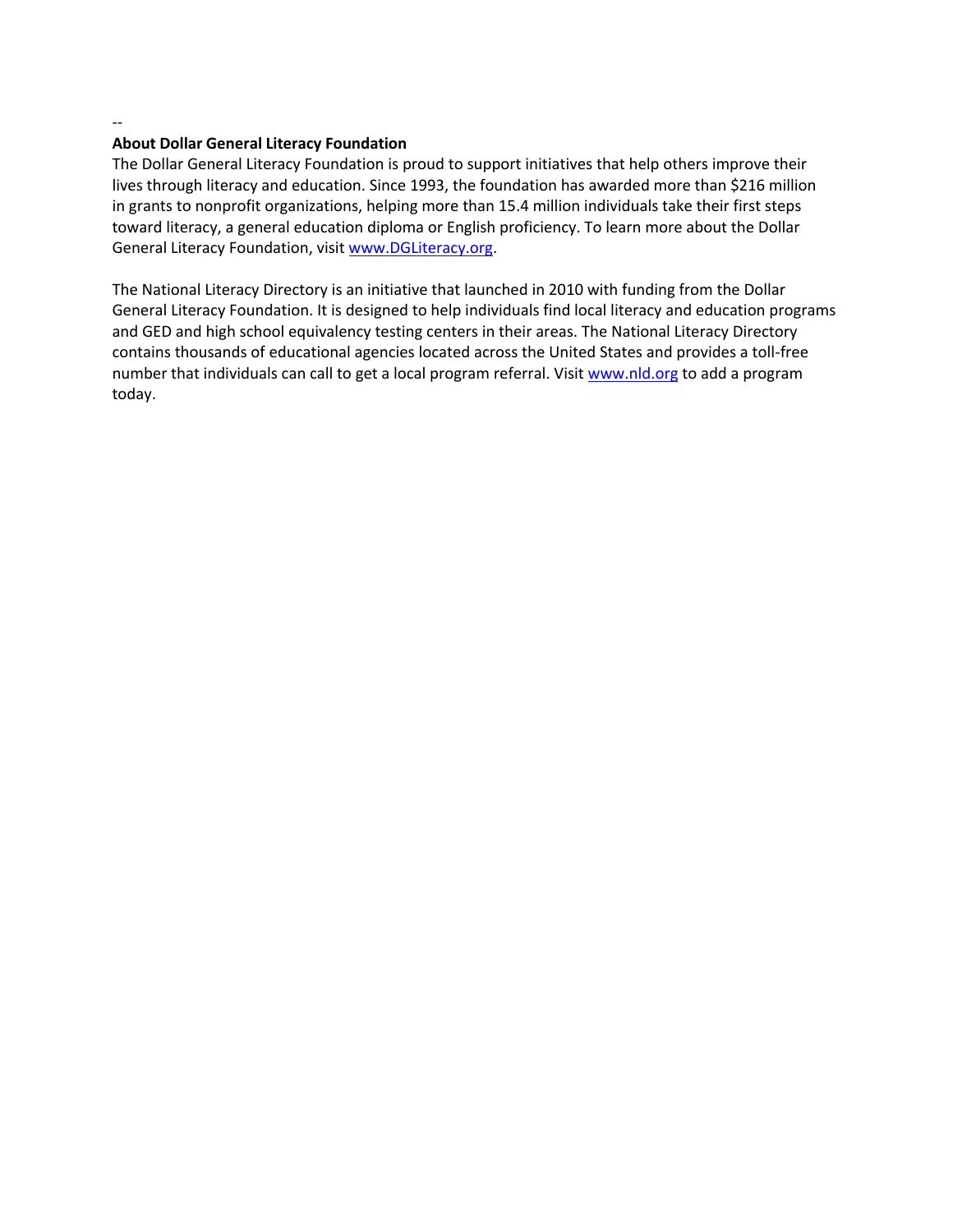--

**About Dollar General Literacy Foundation**

The Dollar General Literacy Foundation is proud to support initiatives that help others improve their lives through literacy and education. Since 1993, the foundation has awarded more than $216 million in grants to nonprofit organizations, helping more than 15.4 million individuals take their first steps toward literacy, a general education diploma or English proficiency. To learn more about the Dollar General Literacy Foundation, visit www.DGLiteracy.org.

The National Literacy Directory is an initiative that launched in 2010 with funding from the Dollar General Literacy Foundation. It is designed to help individuals find local literacy and education programs and GED and high school equivalency testing centers in their areas. The National Literacy Directory contains thousands of educational agencies located across the United States and provides a toll-free number that individuals can call to get a local program referral. Visit www.nld.org to add a program today.